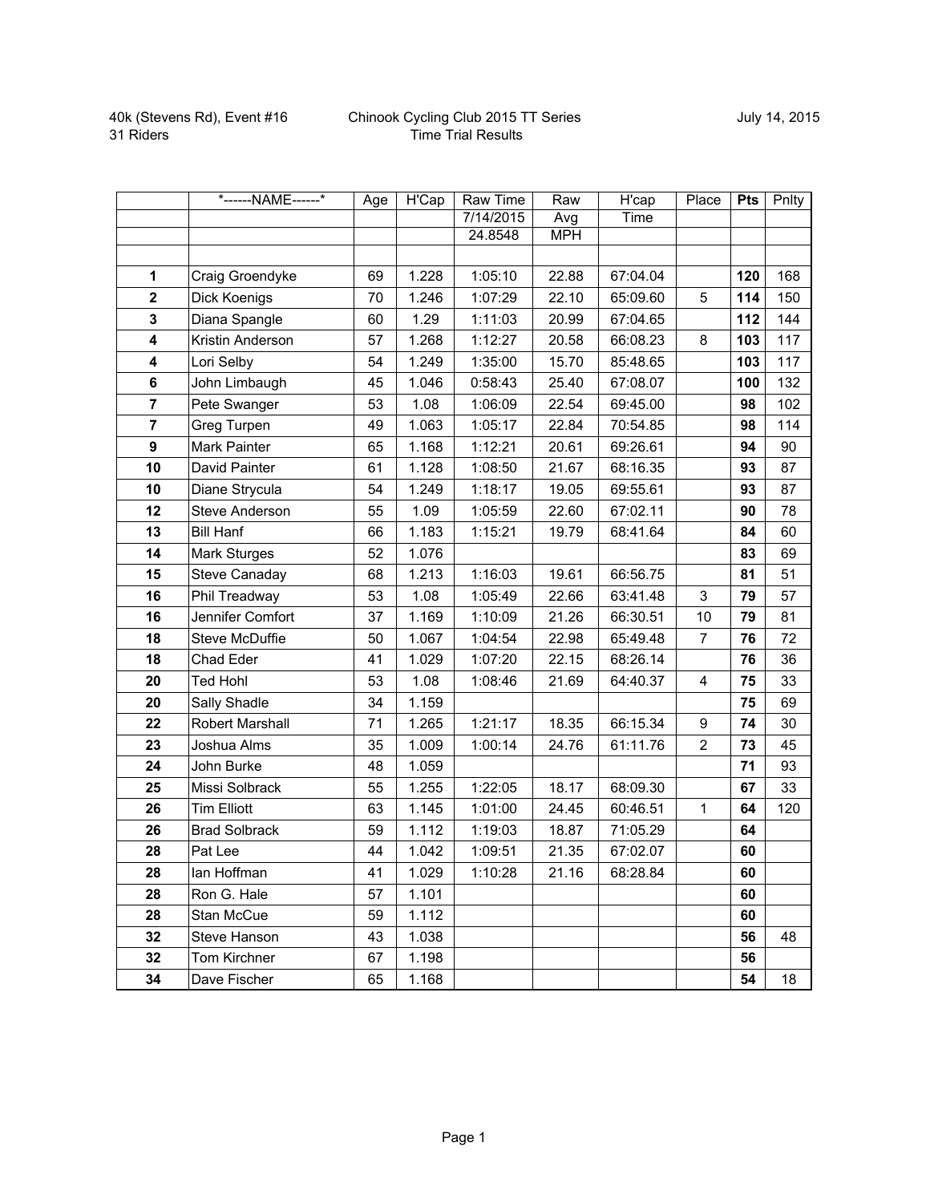40k (Stevens Rd), Event #16
31 Riders

Chinook Cycling Club 2015 TT Series
Time Trial Results

July 14, 2015

| | *------NAME------* | Age | H'Cap | Raw Time | Raw | H'cap | Place | Pts | Pnlty |
|---|---|---|---|---|---|---|---|---|---|
| | | | | 7/14/2015 | Avg | Time | | | |
| | | | | 24.8548 | MPH | | | | |
| | | | | | | | | | |
| **1** | Craig Groendyke | 69 | 1.228 | 1:05:10 | 22.88 | 67:04.04 | | **120** | 168 |
| **2** | Dick Koenigs | 70 | 1.246 | 1:07:29 | 22.10 | 65:09.60 | 5 | **114** | 150 |
| **3** | Diana Spangle | 60 | 1.29 | 1:11:03 | 20.99 | 67:04.65 | | **112** | 144 |
| **4** | Kristin Anderson | 57 | 1.268 | 1:12:27 | 20.58 | 66:08.23 | 8 | **103** | 117 |
| **4** | Lori Selby | 54 | 1.249 | 1:35:00 | 15.70 | 85:48.65 | | **103** | 117 |
| **6** | John Limbaugh | 45 | 1.046 | 0:58:43 | 25.40 | 67:08.07 | | **100** | 132 |
| **7** | Pete Swanger | 53 | 1.08 | 1:06:09 | 22.54 | 69:45.00 | | **98** | 102 |
| **7** | Greg Turpen | 49 | 1.063 | 1:05:17 | 22.84 | 70:54.85 | | **98** | 114 |
| **9** | Mark Painter | 65 | 1.168 | 1:12:21 | 20.61 | 69:26.61 | | **94** | 90 |
| **10** | David Painter | 61 | 1.128 | 1:08:50 | 21.67 | 68:16.35 | | **93** | 87 |
| **10** | Diane Strycula | 54 | 1.249 | 1:18:17 | 19.05 | 69:55.61 | | **93** | 87 |
| **12** | Steve Anderson | 55 | 1.09 | 1:05:59 | 22.60 | 67:02.11 | | **90** | 78 |
| **13** | Bill Hanf | 66 | 1.183 | 1:15:21 | 19.79 | 68:41.64 | | **84** | 60 |
| **14** | Mark Sturges | 52 | 1.076 | | | | | **83** | 69 |
| **15** | Steve Canaday | 68 | 1.213 | 1:16:03 | 19.61 | 66:56.75 | | **81** | 51 |
| **16** | Phil Treadway | 53 | 1.08 | 1:05:49 | 22.66 | 63:41.48 | 3 | **79** | 57 |
| **16** | Jennifer Comfort | 37 | 1.169 | 1:10:09 | 21.26 | 66:30.51 | 10 | **79** | 81 |
| **18** | Steve McDuffie | 50 | 1.067 | 1:04:54 | 22.98 | 65:49.48 | 7 | **76** | 72 |
| **18** | Chad Eder | 41 | 1.029 | 1:07:20 | 22.15 | 68:26.14 | | **76** | 36 |
| **20** | Ted Hohl | 53 | 1.08 | 1:08:46 | 21.69 | 64:40.37 | 4 | **75** | 33 |
| **20** | Sally Shadle | 34 | 1.159 | | | | | **75** | 69 |
| **22** | Robert Marshall | 71 | 1.265 | 1:21:17 | 18.35 | 66:15.34 | 9 | **74** | 30 |
| **23** | Joshua Alms | 35 | 1.009 | 1:00:14 | 24.76 | 61:11.76 | 2 | **73** | 45 |
| **24** | John Burke | 48 | 1.059 | | | | | **71** | 93 |
| **25** | Missi Solbrack | 55 | 1.255 | 1:22:05 | 18.17 | 68:09.30 | | **67** | 33 |
| **26** | Tim Elliott | 63 | 1.145 | 1:01:00 | 24.45 | 60:46.51 | 1 | **64** | 120 |
| **26** | Brad Solbrack | 59 | 1.112 | 1:19:03 | 18.87 | 71:05.29 | | **64** | |
| **28** | Pat Lee | 44 | 1.042 | 1:09:51 | 21.35 | 67:02.07 | | **60** | |
| **28** | Ian Hoffman | 41 | 1.029 | 1:10:28 | 21.16 | 68:28.84 | | **60** | |
| **28** | Ron G. Hale | 57 | 1.101 | | | | | **60** | |
| **28** | Stan McCue | 59 | 1.112 | | | | | **60** | |
| **32** | Steve Hanson | 43 | 1.038 | | | | | **56** | 48 |
| **32** | Tom Kirchner | 67 | 1.198 | | | | | **56** | |
| **34** | Dave Fischer | 65 | 1.168 | | | | | **54** | 18 |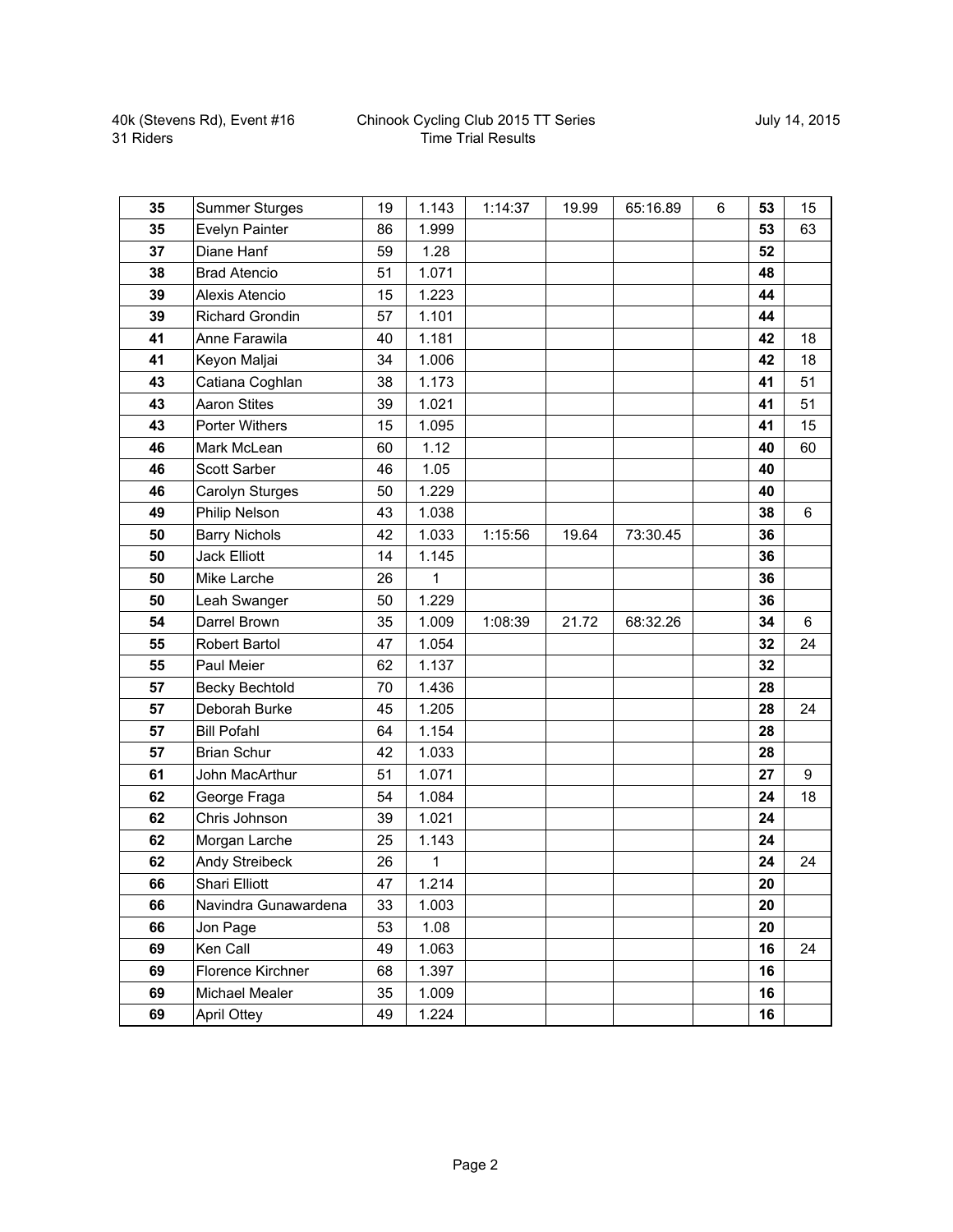40k (Stevens Rd), Event #16
31 Riders

Chinook Cycling Club 2015 TT Series
Time Trial Results

July 14, 2015

| | | | | | | | | | |
|---|---|---|---|---|---|---|---|---|---|
| **35** | Summer Sturges | 19 | 1.143 | 1:14:37 | 19.99 | 65:16.89 | 6 | **53** | 15 |
| **35** | Evelyn Painter | 86 | 1.999 | | | | | **53** | 63 |
| **37** | Diane Hanf | 59 | 1.28 | | | | | **52** | |
| **38** | Brad Atencio | 51 | 1.071 | | | | | **48** | |
| **39** | Alexis Atencio | 15 | 1.223 | | | | | **44** | |
| **39** | Richard Grondin | 57 | 1.101 | | | | | **44** | |
| **41** | Anne Farawila | 40 | 1.181 | | | | | **42** | 18 |
| **41** | Keyon Maljai | 34 | 1.006 | | | | | **42** | 18 |
| **43** | Catiana Coghlan | 38 | 1.173 | | | | | **41** | 51 |
| **43** | Aaron Stites | 39 | 1.021 | | | | | **41** | 51 |
| **43** | Porter Withers | 15 | 1.095 | | | | | **41** | 15 |
| **46** | Mark McLean | 60 | 1.12 | | | | | **40** | 60 |
| **46** | Scott Sarber | 46 | 1.05 | | | | | **40** | |
| **46** | Carolyn Sturges | 50 | 1.229 | | | | | **40** | |
| **49** | Philip Nelson | 43 | 1.038 | | | | | **38** | 6 |
| **50** | Barry Nichols | 42 | 1.033 | 1:15:56 | 19.64 | 73:30.45 | | **36** | |
| **50** | Jack Elliott | 14 | 1.145 | | | | | **36** | |
| **50** | Mike Larche | 26 | 1 | | | | | **36** | |
| **50** | Leah Swanger | 50 | 1.229 | | | | | **36** | |
| **54** | Darrel Brown | 35 | 1.009 | 1:08:39 | 21.72 | 68:32.26 | | **34** | 6 |
| **55** | Robert Bartol | 47 | 1.054 | | | | | **32** | 24 |
| **55** | Paul Meier | 62 | 1.137 | | | | | **32** | |
| **57** | Becky Bechtold | 70 | 1.436 | | | | | **28** | |
| **57** | Deborah Burke | 45 | 1.205 | | | | | **28** | 24 |
| **57** | Bill Pofahl | 64 | 1.154 | | | | | **28** | |
| **57** | Brian Schur | 42 | 1.033 | | | | | **28** | |
| **61** | John MacArthur | 51 | 1.071 | | | | | **27** | 9 |
| **62** | George Fraga | 54 | 1.084 | | | | | **24** | 18 |
| **62** | Chris Johnson | 39 | 1.021 | | | | | **24** | |
| **62** | Morgan Larche | 25 | 1.143 | | | | | **24** | |
| **62** | Andy Streibeck | 26 | 1 | | | | | **24** | 24 |
| **66** | Shari Elliott | 47 | 1.214 | | | | | **20** | |
| **66** | Navindra Gunawardena | 33 | 1.003 | | | | | **20** | |
| **66** | Jon Page | 53 | 1.08 | | | | | **20** | |
| **69** | Ken Call | 49 | 1.063 | | | | | **16** | 24 |
| **69** | Florence Kirchner | 68 | 1.397 | | | | | **16** | |
| **69** | Michael Mealer | 35 | 1.009 | | | | | **16** | |
| **69** | April Ottey | 49 | 1.224 | | | | | **16** | |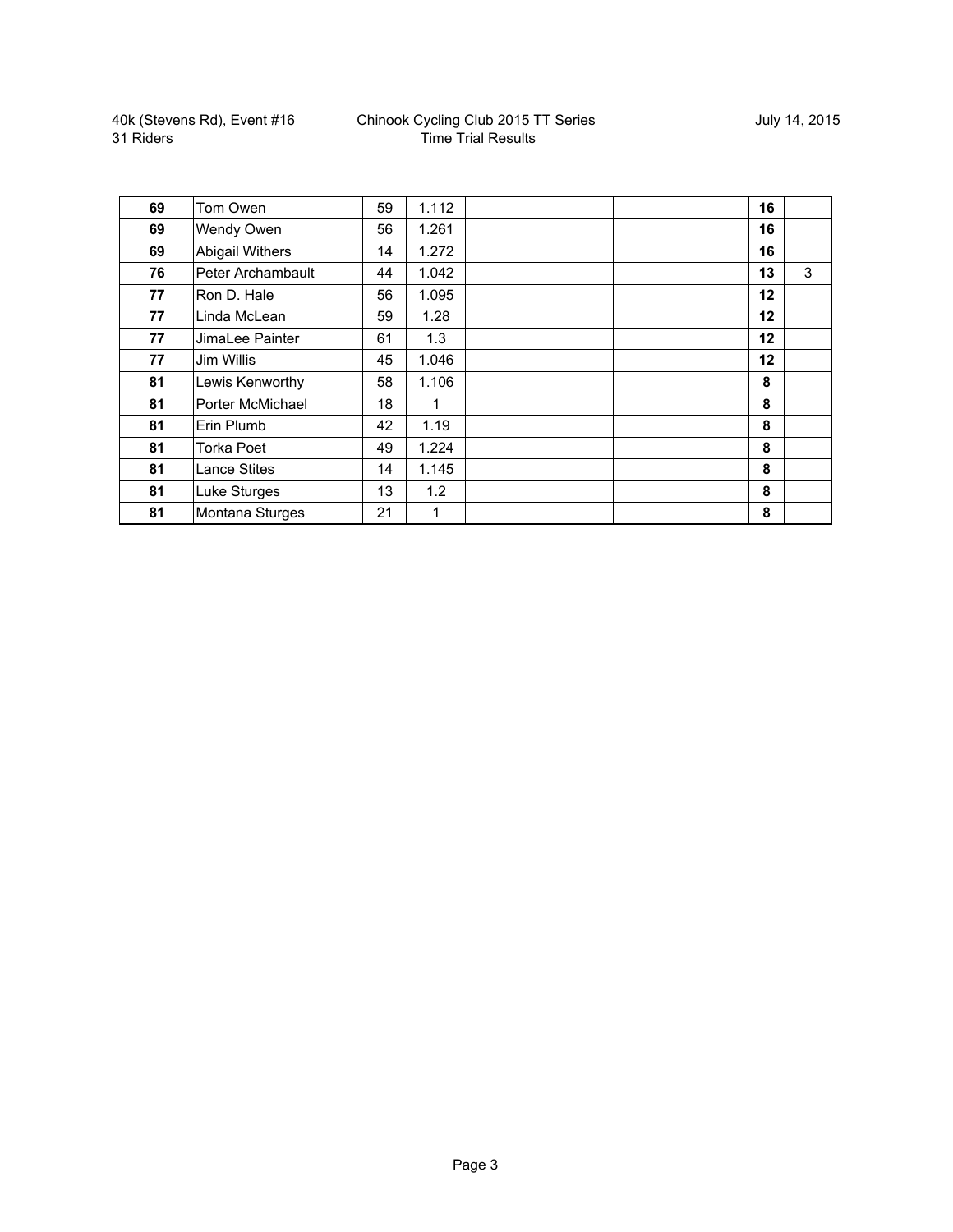| | | | | | | | | | |
|---|---|---|---|---|---|---|---|---|---|
| **69** | Tom Owen | 59 | 1.112 | | | | | **16** | |
| **69** | Wendy Owen | 56 | 1.261 | | | | | **16** | |
| **69** | Abigail Withers | 14 | 1.272 | | | | | **16** | |
| **76** | Peter Archambault | 44 | 1.042 | | | | | **13** | 3 |
| **77** | Ron D. Hale | 56 | 1.095 | | | | | **12** | |
| **77** | Linda McLean | 59 | 1.28 | | | | | **12** | |
| **77** | JimaLee Painter | 61 | 1.3 | | | | | **12** | |
| **77** | Jim Willis | 45 | 1.046 | | | | | **12** | |
| **81** | Lewis Kenworthy | 58 | 1.106 | | | | | **8** | |
| **81** | Porter McMichael | 18 | 1 | | | | | **8** | |
| **81** | Erin Plumb | 42 | 1.19 | | | | | **8** | |
| **81** | Torka Poet | 49 | 1.224 | | | | | **8** | |
| **81** | Lance Stites | 14 | 1.145 | | | | | **8** | |
| **81** | Luke Sturges | 13 | 1.2 | | | | | **8** | |
| **81** | Montana Sturges | 21 | 1 | | | | | **8** | |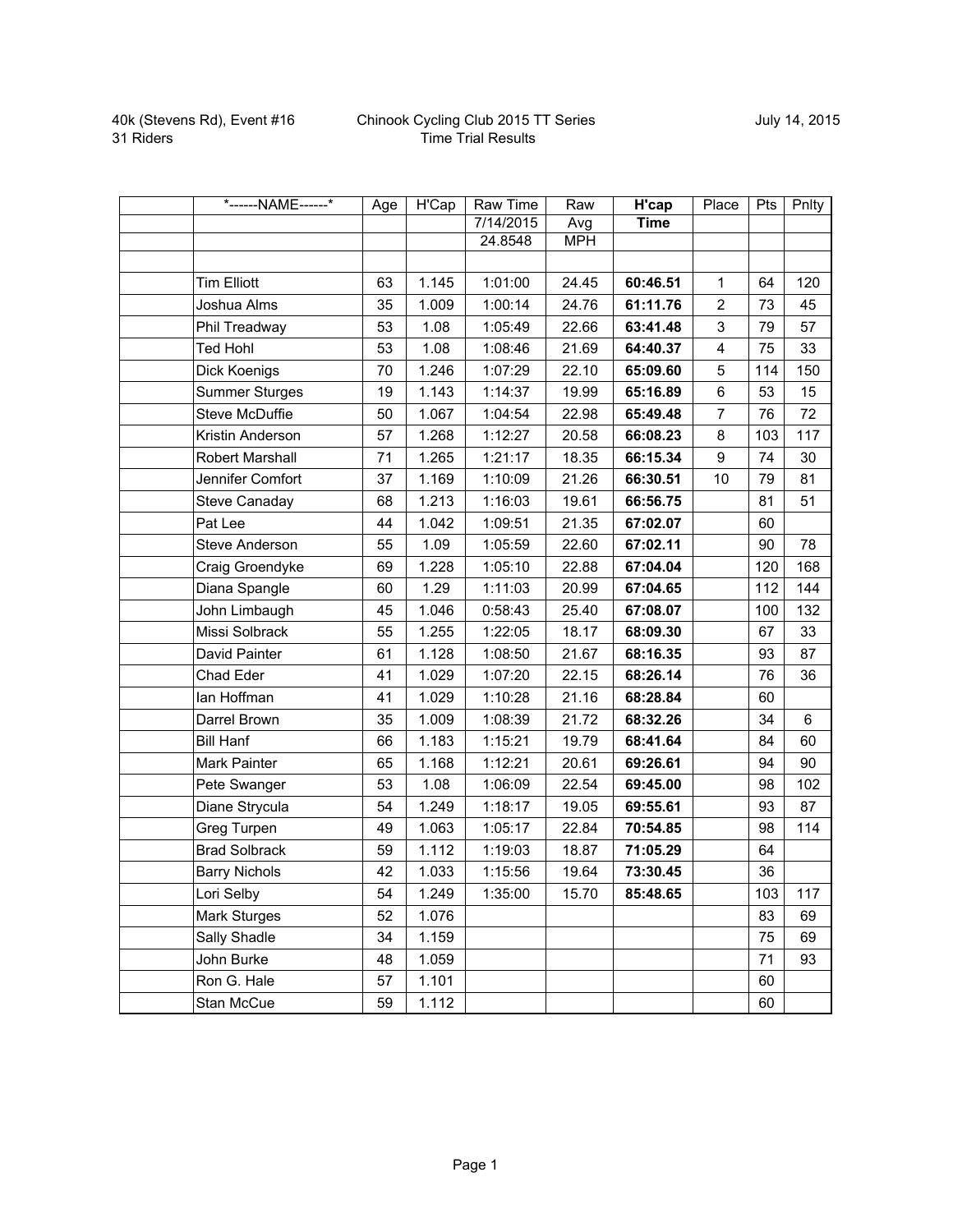40k (Stevens Rd), Event #16
31 Riders

Chinook Cycling Club 2015 TT Series
Time Trial Results

July 14, 2015

| | *------NAME------* | Age | H'Cap | Raw Time | Raw | **H'cap** | Place | Pts | Pnlty |
|---|---|---|---|---|---|---|---|---|---|
| | | | | 7/14/2015 | Avg | **Time** | | | |
| | | | | 24.8548 | MPH | | | | |
| | | | | | | | | | |
| | Tim Elliott | 63 | 1.145 | 1:01:00 | 24.45 | **60:46.51** | 1 | 64 | 120 |
| | Joshua Alms | 35 | 1.009 | 1:00:14 | 24.76 | **61:11.76** | 2 | 73 | 45 |
| | Phil Treadway | 53 | 1.08 | 1:05:49 | 22.66 | **63:41.48** | 3 | 79 | 57 |
| | Ted Hohl | 53 | 1.08 | 1:08:46 | 21.69 | **64:40.37** | 4 | 75 | 33 |
| | Dick Koenigs | 70 | 1.246 | 1:07:29 | 22.10 | **65:09.60** | 5 | 114 | 150 |
| | Summer Sturges | 19 | 1.143 | 1:14:37 | 19.99 | **65:16.89** | 6 | 53 | 15 |
| | Steve McDuffie | 50 | 1.067 | 1:04:54 | 22.98 | **65:49.48** | 7 | 76 | 72 |
| | Kristin Anderson | 57 | 1.268 | 1:12:27 | 20.58 | **66:08.23** | 8 | 103 | 117 |
| | Robert Marshall | 71 | 1.265 | 1:21:17 | 18.35 | **66:15.34** | 9 | 74 | 30 |
| | Jennifer Comfort | 37 | 1.169 | 1:10:09 | 21.26 | **66:30.51** | 10 | 79 | 81 |
| | Steve Canaday | 68 | 1.213 | 1:16:03 | 19.61 | **66:56.75** | | 81 | 51 |
| | Pat Lee | 44 | 1.042 | 1:09:51 | 21.35 | **67:02.07** | | 60 | |
| | Steve Anderson | 55 | 1.09 | 1:05:59 | 22.60 | **67:02.11** | | 90 | 78 |
| | Craig Groendyke | 69 | 1.228 | 1:05:10 | 22.88 | **67:04.04** | | 120 | 168 |
| | Diana Spangle | 60 | 1.29 | 1:11:03 | 20.99 | **67:04.65** | | 112 | 144 |
| | John Limbaugh | 45 | 1.046 | 0:58:43 | 25.40 | **67:08.07** | | 100 | 132 |
| | Missi Solbrack | 55 | 1.255 | 1:22:05 | 18.17 | **68:09.30** | | 67 | 33 |
| | David Painter | 61 | 1.128 | 1:08:50 | 21.67 | **68:16.35** | | 93 | 87 |
| | Chad Eder | 41 | 1.029 | 1:07:20 | 22.15 | **68:26.14** | | 76 | 36 |
| | Ian Hoffman | 41 | 1.029 | 1:10:28 | 21.16 | **68:28.84** | | 60 | |
| | Darrel Brown | 35 | 1.009 | 1:08:39 | 21.72 | **68:32.26** | | 34 | 6 |
| | Bill Hanf | 66 | 1.183 | 1:15:21 | 19.79 | **68:41.64** | | 84 | 60 |
| | Mark Painter | 65 | 1.168 | 1:12:21 | 20.61 | **69:26.61** | | 94 | 90 |
| | Pete Swanger | 53 | 1.08 | 1:06:09 | 22.54 | **69:45.00** | | 98 | 102 |
| | Diane Strycula | 54 | 1.249 | 1:18:17 | 19.05 | **69:55.61** | | 93 | 87 |
| | Greg Turpen | 49 | 1.063 | 1:05:17 | 22.84 | **70:54.85** | | 98 | 114 |
| | Brad Solbrack | 59 | 1.112 | 1:19:03 | 18.87 | **71:05.29** | | 64 | |
| | Barry Nichols | 42 | 1.033 | 1:15:56 | 19.64 | **73:30.45** | | 36 | |
| | Lori Selby | 54 | 1.249 | 1:35:00 | 15.70 | **85:48.65** | | 103 | 117 |
| | Mark Sturges | 52 | 1.076 | | | | | 83 | 69 |
| | Sally Shadle | 34 | 1.159 | | | | | 75 | 69 |
| | John Burke | 48 | 1.059 | | | | | 71 | 93 |
| | Ron G. Hale | 57 | 1.101 | | | | | 60 | |
| | Stan McCue | 59 | 1.112 | | | | | 60 | |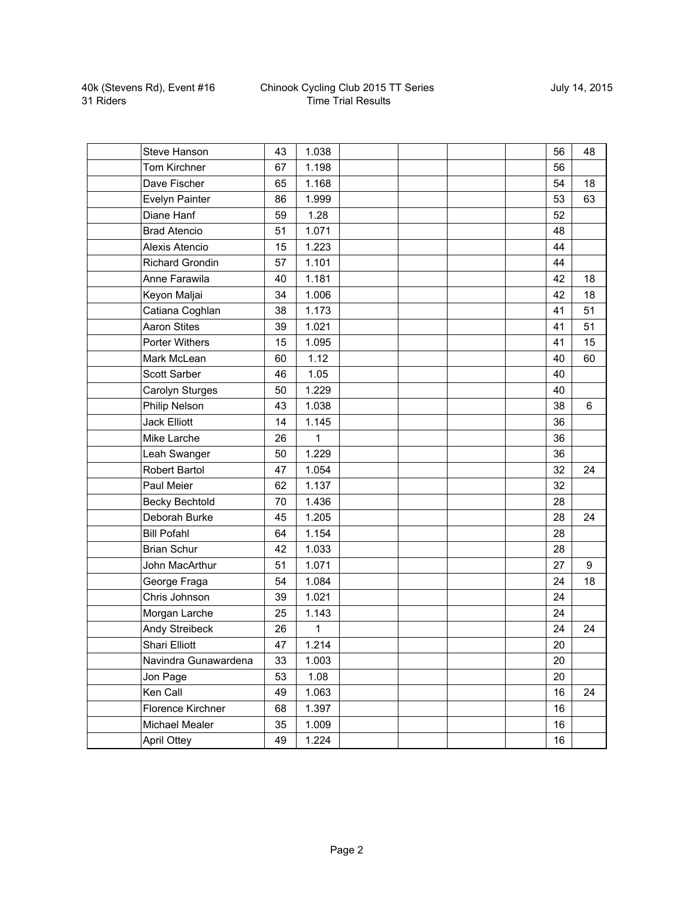40k (Stevens Rd), Event #16
31 Riders

Chinook Cycling Club 2015 TT Series
Time Trial Results

July 14, 2015

| | | | | | | | | | |
|---|---|---|---|---|---|---|---|---|---|
| | Steve Hanson | 43 | 1.038 | | | | | 56 | 48 |
| | Tom Kirchner | 67 | 1.198 | | | | | 56 | |
| | Dave Fischer | 65 | 1.168 | | | | | 54 | 18 |
| | Evelyn Painter | 86 | 1.999 | | | | | 53 | 63 |
| | Diane Hanf | 59 | 1.28 | | | | | 52 | |
| | Brad Atencio | 51 | 1.071 | | | | | 48 | |
| | Alexis Atencio | 15 | 1.223 | | | | | 44 | |
| | Richard Grondin | 57 | 1.101 | | | | | 44 | |
| | Anne Farawila | 40 | 1.181 | | | | | 42 | 18 |
| | Keyon Maljai | 34 | 1.006 | | | | | 42 | 18 |
| | Catiana Coghlan | 38 | 1.173 | | | | | 41 | 51 |
| | Aaron Stites | 39 | 1.021 | | | | | 41 | 51 |
| | Porter Withers | 15 | 1.095 | | | | | 41 | 15 |
| | Mark McLean | 60 | 1.12 | | | | | 40 | 60 |
| | Scott Sarber | 46 | 1.05 | | | | | 40 | |
| | Carolyn Sturges | 50 | 1.229 | | | | | 40 | |
| | Philip Nelson | 43 | 1.038 | | | | | 38 | 6 |
| | Jack Elliott | 14 | 1.145 | | | | | 36 | |
| | Mike Larche | 26 | 1 | | | | | 36 | |
| | Leah Swanger | 50 | 1.229 | | | | | 36 | |
| | Robert Bartol | 47 | 1.054 | | | | | 32 | 24 |
| | Paul Meier | 62 | 1.137 | | | | | 32 | |
| | Becky Bechtold | 70 | 1.436 | | | | | 28 | |
| | Deborah Burke | 45 | 1.205 | | | | | 28 | 24 |
| | Bill Pofahl | 64 | 1.154 | | | | | 28 | |
| | Brian Schur | 42 | 1.033 | | | | | 28 | |
| | John MacArthur | 51 | 1.071 | | | | | 27 | 9 |
| | George Fraga | 54 | 1.084 | | | | | 24 | 18 |
| | Chris Johnson | 39 | 1.021 | | | | | 24 | |
| | Morgan Larche | 25 | 1.143 | | | | | 24 | |
| | Andy Streibeck | 26 | 1 | | | | | 24 | 24 |
| | Shari Elliott | 47 | 1.214 | | | | | 20 | |
| | Navindra Gunawardena | 33 | 1.003 | | | | | 20 | |
| | Jon Page | 53 | 1.08 | | | | | 20 | |
| | Ken Call | 49 | 1.063 | | | | | 16 | 24 |
| | Florence Kirchner | 68 | 1.397 | | | | | 16 | |
| | Michael Mealer | 35 | 1.009 | | | | | 16 | |
| | April Ottey | 49 | 1.224 | | | | | 16 | |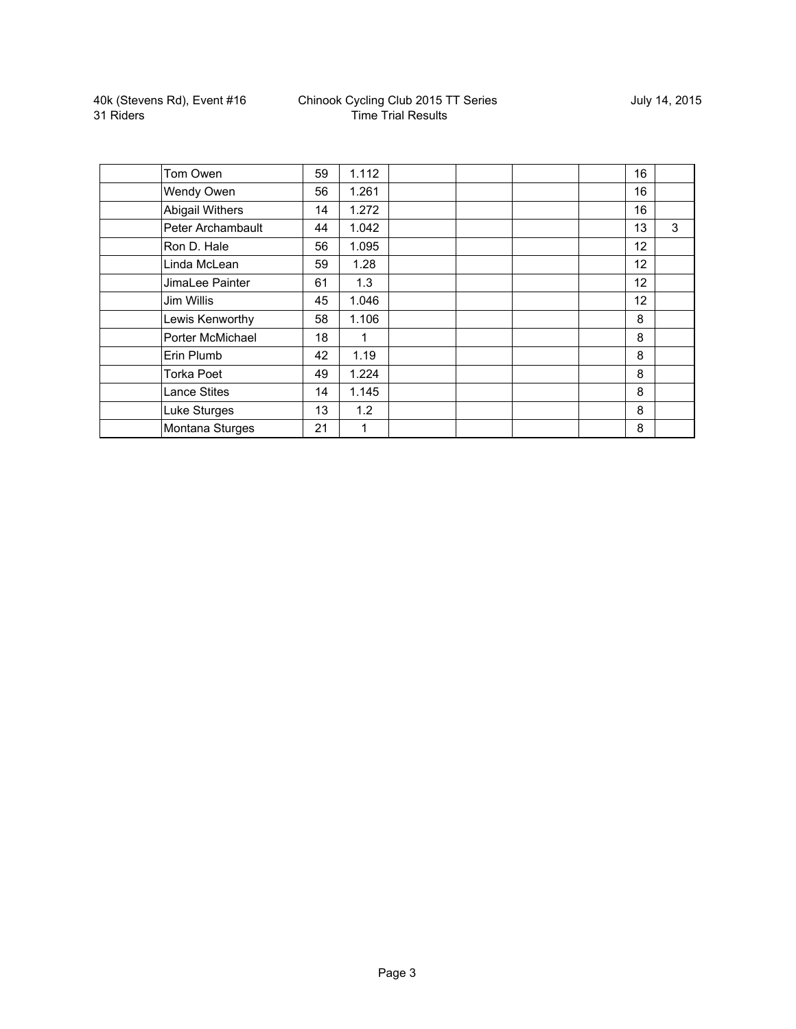40k (Stevens Rd), Event #16
31 Riders

Chinook Cycling Club 2015 TT Series
Time Trial Results

July 14, 2015

| | | | | | | | | | |
|---|---|---|---|---|---|---|---|---|---|
| | Tom Owen | 59 | 1.112 | | | | | 16 | |
| | Wendy Owen | 56 | 1.261 | | | | | 16 | |
| | Abigail Withers | 14 | 1.272 | | | | | 16 | |
| | Peter Archambault | 44 | 1.042 | | | | | 13 | 3 |
| | Ron D. Hale | 56 | 1.095 | | | | | 12 | |
| | Linda McLean | 59 | 1.28 | | | | | 12 | |
| | JimaLee Painter | 61 | 1.3 | | | | | 12 | |
| | Jim Willis | 45 | 1.046 | | | | | 12 | |
| | Lewis Kenworthy | 58 | 1.106 | | | | | 8 | |
| | Porter McMichael | 18 | 1 | | | | | 8 | |
| | Erin Plumb | 42 | 1.19 | | | | | 8 | |
| | Torka Poet | 49 | 1.224 | | | | | 8 | |
| | Lance Stites | 14 | 1.145 | | | | | 8 | |
| | Luke Sturges | 13 | 1.2 | | | | | 8 | |
| | Montana Sturges | 21 | 1 | | | | | 8 | |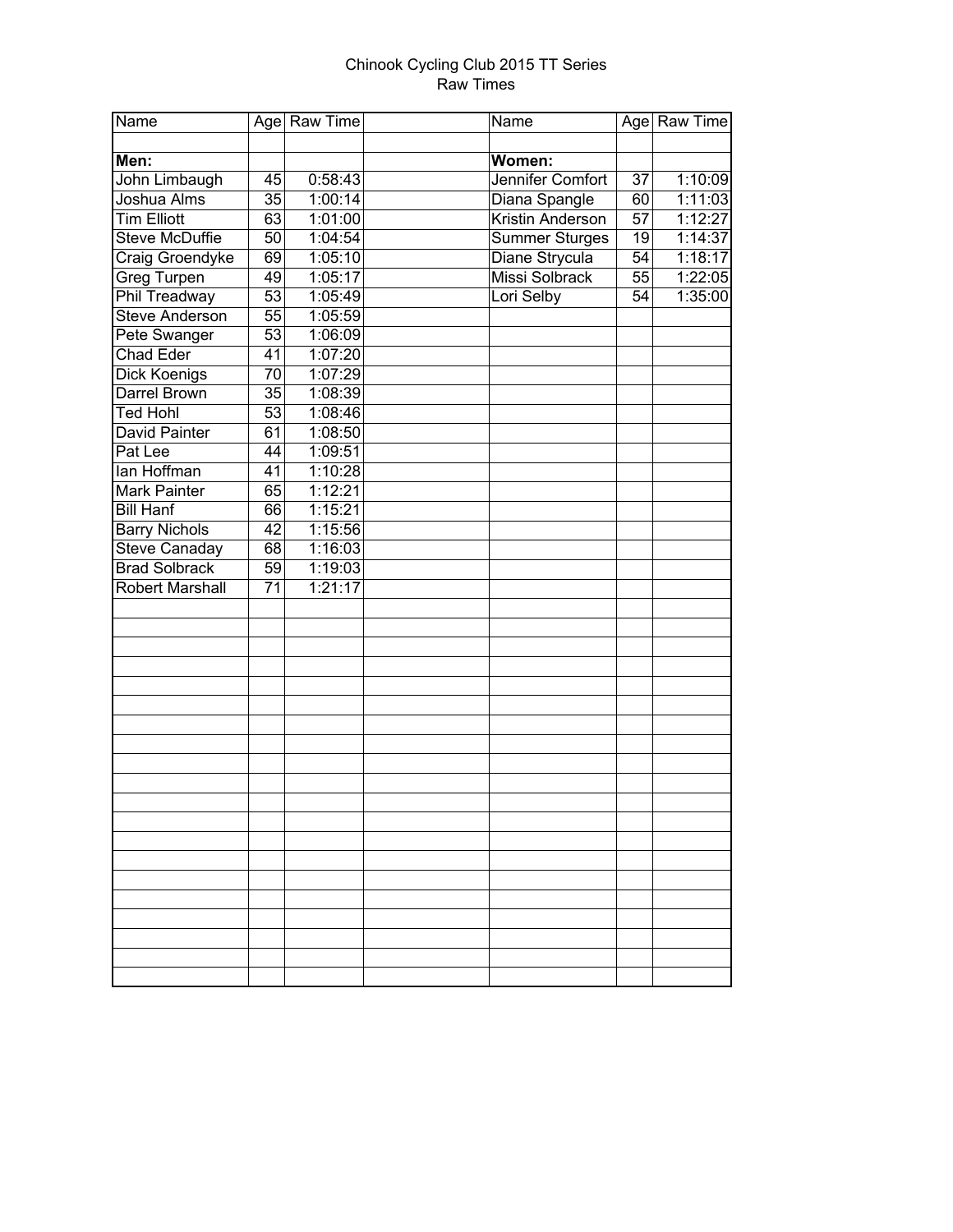Chinook Cycling Club 2015 TT Series
Raw Times

| Name | Age | Raw Time | | Name | Age | Raw Time |
|---|---|---|---|---|---|---|
| | | | | | | |
| **Men:** | | | | **Women:** | | |
| John Limbaugh | 45 | 0:58:43 | | Jennifer Comfort | 37 | 1:10:09 |
| Joshua Alms | 35 | 1:00:14 | | Diana Spangle | 60 | 1:11:03 |
| Tim Elliott | 63 | 1:01:00 | | Kristin Anderson | 57 | 1:12:27 |
| Steve McDuffie | 50 | 1:04:54 | | Summer Sturges | 19 | 1:14:37 |
| Craig Groendyke | 69 | 1:05:10 | | Diane Strycula | 54 | 1:18:17 |
| Greg Turpen | 49 | 1:05:17 | | Missi Solbrack | 55 | 1:22:05 |
| Phil Treadway | 53 | 1:05:49 | | Lori Selby | 54 | 1:35:00 |
| Steve Anderson | 55 | 1:05:59 | | | | |
| Pete Swanger | 53 | 1:06:09 | | | | |
| Chad Eder | 41 | 1:07:20 | | | | |
| Dick Koenigs | 70 | 1:07:29 | | | | |
| Darrel Brown | 35 | 1:08:39 | | | | |
| Ted Hohl | 53 | 1:08:46 | | | | |
| David Painter | 61 | 1:08:50 | | | | |
| Pat Lee | 44 | 1:09:51 | | | | |
| Ian Hoffman | 41 | 1:10:28 | | | | |
| Mark Painter | 65 | 1:12:21 | | | | |
| Bill Hanf | 66 | 1:15:21 | | | | |
| Barry Nichols | 42 | 1:15:56 | | | | |
| Steve Canaday | 68 | 1:16:03 | | | | |
| Brad Solbrack | 59 | 1:19:03 | | | | |
| Robert Marshall | 71 | 1:21:17 | | | | |